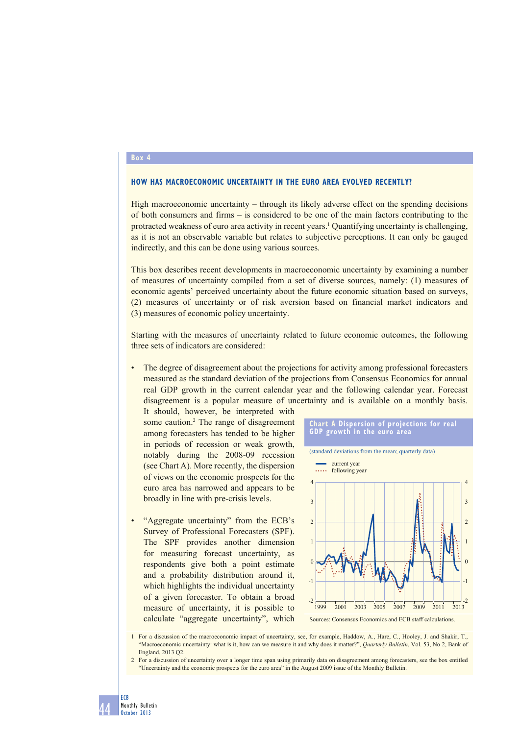## Box 4

### HOW HAS MACROECONOMIC UNCERTAINTY IN THE EURO AREA EVOLVED RECENTLY?

High macroeconomic uncertainty – through its likely adverse effect on the spending decisions of both consumers and firms – is considered to be one of the main factors contributing to the protracted weakness of euro area activity in recent years.[1] Quantifying uncertainty is challenging, as it is not an observable variable but relates to subjective perceptions. It can only be gauged indirectly, and this can be done using various sources.

This box describes recent developments in macroeconomic uncertainty by examining a number of measures of uncertainty compiled from a set of diverse sources, namely: (1) measures of economic agents' perceived uncertainty about the future economic situation based on surveys, (2) measures of uncertainty or of risk aversion based on financial market indicators and (3) measures of economic policy uncertainty.

Starting with the measures of uncertainty related to future economic outcomes, the following three sets of indicators are considered:

- The degree of disagreement about the projections for activity among professional forecasters measured as the standard deviation of the projections from Consensus Economics for annual real GDP growth in the current calendar year and the following calendar year. Forecast disagreement is a popular measure of uncertainty and is available on a monthly basis. It should, however, be interpreted with some caution.[2] The range of disagreement among forecasters has tended to be higher in periods of recession or weak growth, notably during the 2008-09 recession (see Chart A). More recently, the dispersion of views on the economic prospects for the euro area has narrowed and appears to be broadly in line with pre-crisis levels.

- "Aggregate uncertainty" from the ECB's Survey of Professional Forecasters (SPF). The SPF provides another dimension for measuring forecast uncertainty, as respondents give both a point estimate and a probability distribution around it, which highlights the individual uncertainty of a given forecaster. To obtain a broad measure of uncertainty, it is possible to calculate "aggregate uncertainty", which

**Chart A Dispersion of projections for real GDP growth in the euro area**

(standard deviations from the mean; quarterly data)

Legend: current year (solid line); following year (dotted line)

Sources: Consensus Economics and ECB staff calculations.

---

1 For a discussion of the macroeconomic impact of uncertainty, see, for example, Haddow, A., Hare, C., Hooley, J. and Shakir, T., "Macroeconomic uncertainty: what is it, how can we measure it and why does it matter?", *Quarterly Bulletin*, Vol. 53, No 2, Bank of England, 2013 Q2.

2 For a discussion of uncertainty over a longer time span using primarily data on disagreement among forecasters, see the box entitled "Uncertainty and the economic prospects for the euro area" in the August 2009 issue of the Monthly Bulletin.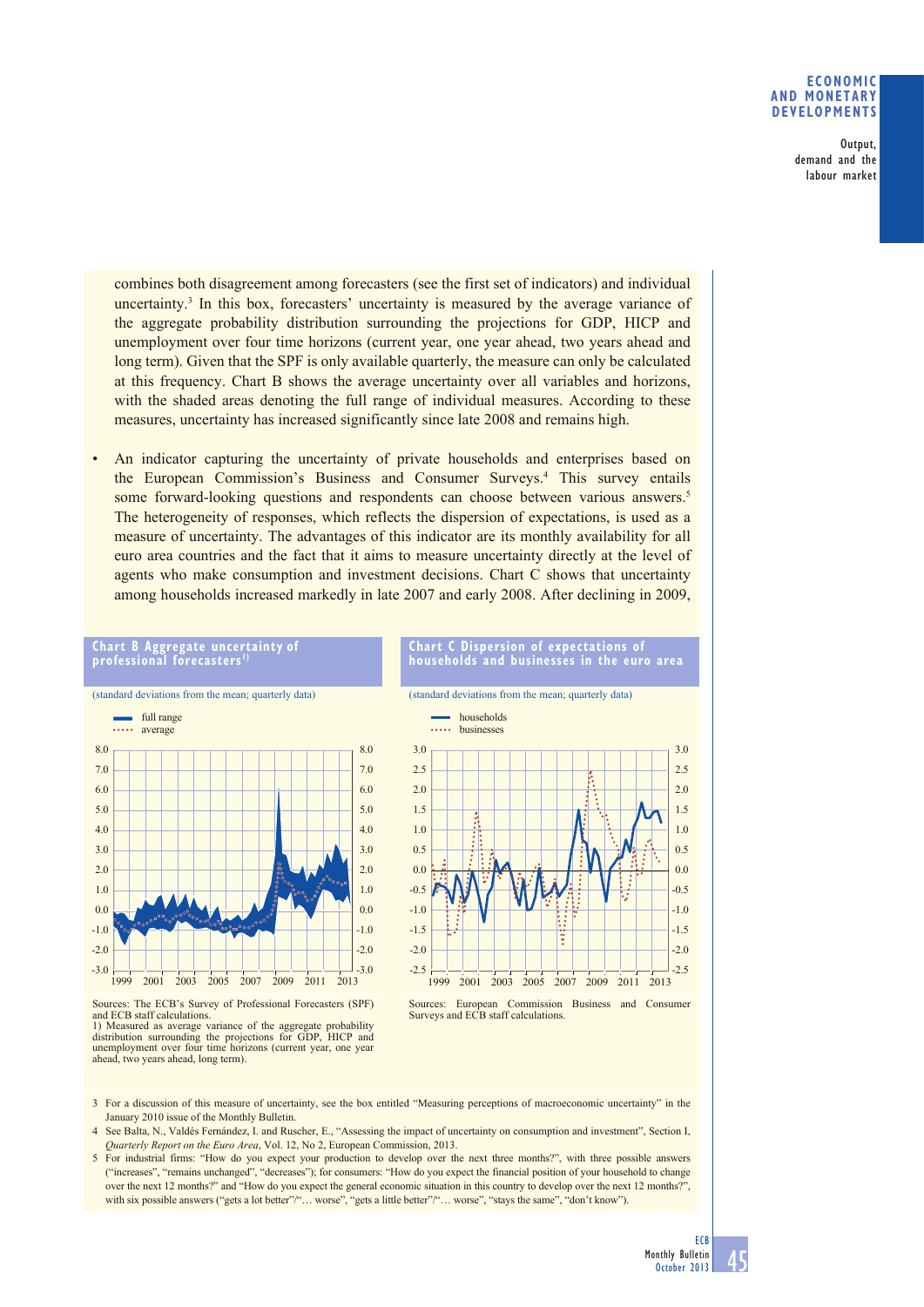combines both disagreement among forecasters (see the first set of indicators) and individual uncertainty.[3] In this box, forecasters' uncertainty is measured by the average variance of the aggregate probability distribution surrounding the projections for GDP, HICP and unemployment over four time horizons (current year, one year ahead, two years ahead and long term). Given that the SPF is only available quarterly, the measure can only be calculated at this frequency. Chart B shows the average uncertainty over all variables and horizons, with the shaded areas denoting the full range of individual measures. According to these measures, uncertainty has increased significantly since late 2008 and remains high.

- An indicator capturing the uncertainty of private households and enterprises based on the European Commission's Business and Consumer Surveys.[4] This survey entails some forward-looking questions and respondents can choose between various answers.[5] The heterogeneity of responses, which reflects the dispersion of expectations, is used as a measure of uncertainty. The advantages of this indicator are its monthly availability for all euro area countries and the fact that it aims to measure uncertainty directly at the level of agents who make consumption and investment decisions. Chart C shows that uncertainty among households increased markedly in late 2007 and early 2008. After declining in 2009,

**Chart B Aggregate uncertainty of professional forecasters[1)]**

(standard deviations from the mean; quarterly data)

Sources: The ECB's Survey of Professional Forecasters (SPF) and ECB staff calculations.
1) Measured as average variance of the aggregate probability distribution surrounding the projections for GDP, HICP and unemployment over four time horizons (current year, one year ahead, two years ahead, long term).

**Chart C Dispersion of expectations of households and businesses in the euro area**

(standard deviations from the mean; quarterly data)

Sources: European Commission Business and Consumer Surveys and ECB staff calculations.

3 For a discussion of this measure of uncertainty, see the box entitled "Measuring perceptions of macroeconomic uncertainty" in the January 2010 issue of the Monthly Bulletin.

4 See Balta, N., Valdés Fernández, I. and Ruscher, E., "Assessing the impact of uncertainty on consumption and investment", Section I, *Quarterly Report on the Euro Area*, Vol. 12, No 2, European Commission, 2013.

5 For industrial firms: "How do you expect your production to develop over the next three months?", with three possible answers ("increases", "remains unchanged", "decreases"); for consumers: "How do you expect the financial position of your household to change over the next 12 months?" and "How do you expect the general economic situation in this country to develop over the next 12 months?", with six possible answers ("gets a lot better"/"… worse", "gets a little better"/"… worse", "stays the same", "don't know").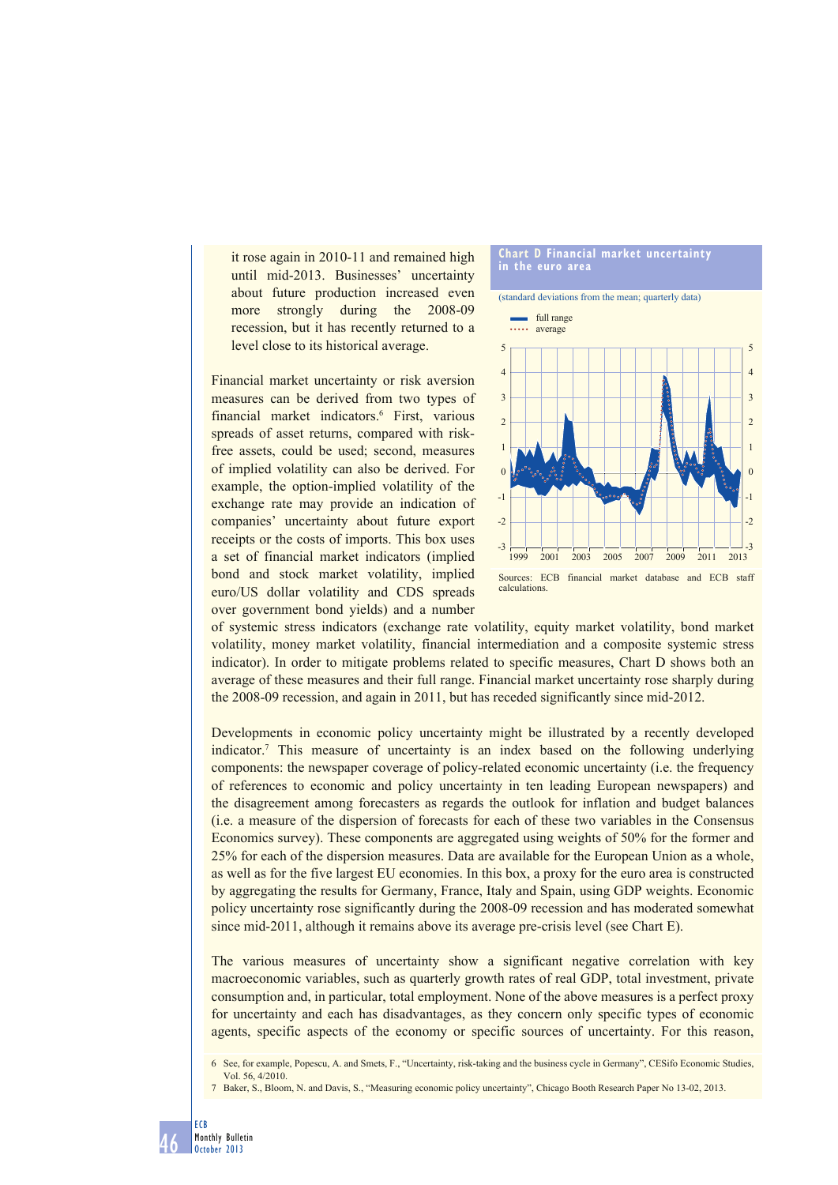it rose again in 2010-11 and remained high until mid-2013. Businesses' uncertainty about future production increased even more strongly during the 2008-09 recession, but it has recently returned to a level close to its historical average.

Financial market uncertainty or risk aversion measures can be derived from two types of financial market indicators.[6] First, various spreads of asset returns, compared with risk-free assets, could be used; second, measures of implied volatility can also be derived. For example, the option-implied volatility of the exchange rate may provide an indication of companies' uncertainty about future export receipts or the costs of imports. This box uses a set of financial market indicators (implied bond and stock market volatility, implied euro/US dollar volatility and CDS spreads over government bond yields) and a number of systemic stress indicators (exchange rate volatility, equity market volatility, bond market volatility, money market volatility, financial intermediation and a composite systemic stress indicator). In order to mitigate problems related to specific measures, Chart D shows both an average of these measures and their full range. Financial market uncertainty rose sharply during the 2008-09 recession, and again in 2011, but has receded significantly since mid-2012.

**Chart D Financial market uncertainty in the euro area**

(standard deviations from the mean; quarterly data)

Sources: ECB financial market database and ECB staff calculations.

Developments in economic policy uncertainty might be illustrated by a recently developed indicator.[7] This measure of uncertainty is an index based on the following underlying components: the newspaper coverage of policy-related economic uncertainty (i.e. the frequency of references to economic and policy uncertainty in ten leading European newspapers) and the disagreement among forecasters as regards the outlook for inflation and budget balances (i.e. a measure of the dispersion of forecasts for each of these two variables in the Consensus Economics survey). These components are aggregated using weights of 50% for the former and 25% for each of the dispersion measures. Data are available for the European Union as a whole, as well as for the five largest EU economies. In this box, a proxy for the euro area is constructed by aggregating the results for Germany, France, Italy and Spain, using GDP weights. Economic policy uncertainty rose significantly during the 2008-09 recession and has moderated somewhat since mid-2011, although it remains above its average pre-crisis level (see Chart E).

The various measures of uncertainty show a significant negative correlation with key macroeconomic variables, such as quarterly growth rates of real GDP, total investment, private consumption and, in particular, total employment. None of the above measures is a perfect proxy for uncertainty and each has disadvantages, as they concern only specific types of economic agents, specific aspects of the economy or specific sources of uncertainty. For this reason,

6 See, for example, Popescu, A. and Smets, F., "Uncertainty, risk-taking and the business cycle in Germany", CESifo Economic Studies, Vol. 56, 4/2010.

7 Baker, S., Bloom, N. and Davis, S., "Measuring economic policy uncertainty", Chicago Booth Research Paper No 13-02, 2013.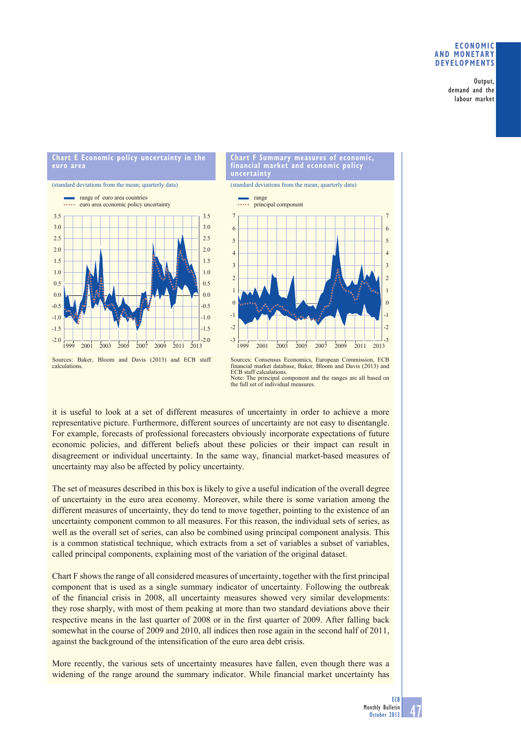**Chart E Economic policy uncertainty in the euro area**

(standard deviations from the mean; quarterly data)

- range of euro area countries
- euro area economic policy uncertainty

Sources: Baker, Bloom and Davis (2013) and ECB staff calculations.

**Chart F Summary measures of economic, financial market and economic policy uncertainty**

(standard deviations from the mean; quarterly data)

- range
- principal component

Sources: Consensus Economics, European Commission, ECB financial market database, Baker, Bloom and Davis (2013) and ECB staff calculations.
Note: The principal component and the ranges are all based on the full set of individual measures.

it is useful to look at a set of different measures of uncertainty in order to achieve a more representative picture. Furthermore, different sources of uncertainty are not easy to disentangle. For example, forecasts of professional forecasters obviously incorporate expectations of future economic policies, and different beliefs about these policies or their impact can result in disagreement or individual uncertainty. In the same way, financial market-based measures of uncertainty may also be affected by policy uncertainty.

The set of measures described in this box is likely to give a useful indication of the overall degree of uncertainty in the euro area economy. Moreover, while there is some variation among the different measures of uncertainty, they do tend to move together, pointing to the existence of an uncertainty component common to all measures. For this reason, the individual sets of series, as well as the overall set of series, can also be combined using principal component analysis. This is a common statistical technique, which extracts from a set of variables a subset of variables, called principal components, explaining most of the variation of the original dataset.

Chart F shows the range of all considered measures of uncertainty, together with the first principal component that is used as a single summary indicator of uncertainty. Following the outbreak of the financial crisis in 2008, all uncertainty measures showed very similar developments: they rose sharply, with most of them peaking at more than two standard deviations above their respective means in the last quarter of 2008 or in the first quarter of 2009. After falling back somewhat in the course of 2009 and 2010, all indices then rose again in the second half of 2011, against the background of the intensification of the euro area debt crisis.

More recently, the various sets of uncertainty measures have fallen, even though there was a widening of the range around the summary indicator. While financial market uncertainty has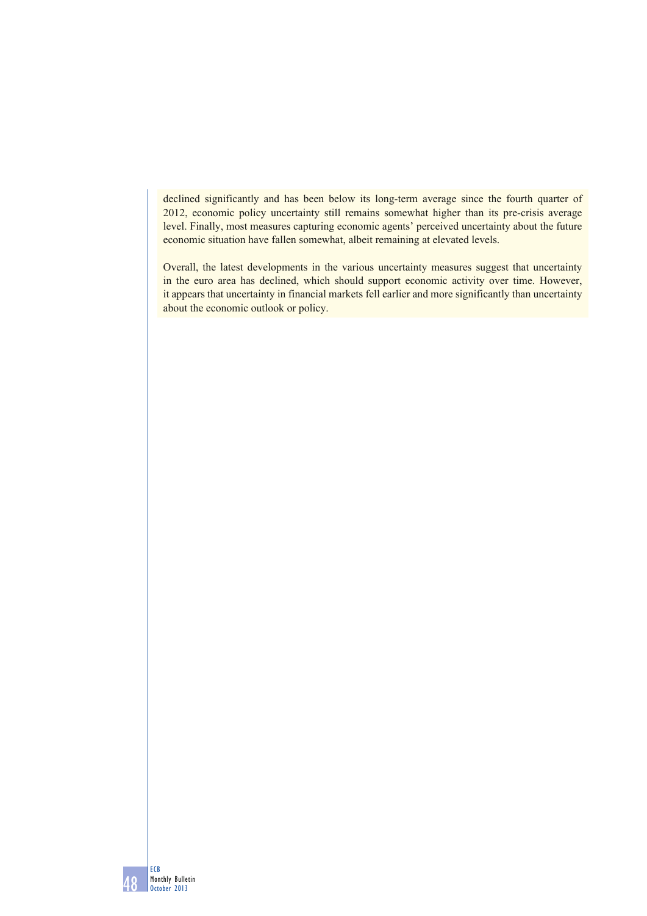declined significantly and has been below its long-term average since the fourth quarter of 2012, economic policy uncertainty still remains somewhat higher than its pre-crisis average level. Finally, most measures capturing economic agents' perceived uncertainty about the future economic situation have fallen somewhat, albeit remaining at elevated levels.

Overall, the latest developments in the various uncertainty measures suggest that uncertainty in the euro area has declined, which should support economic activity over time. However, it appears that uncertainty in financial markets fell earlier and more significantly than uncertainty about the economic outlook or policy.